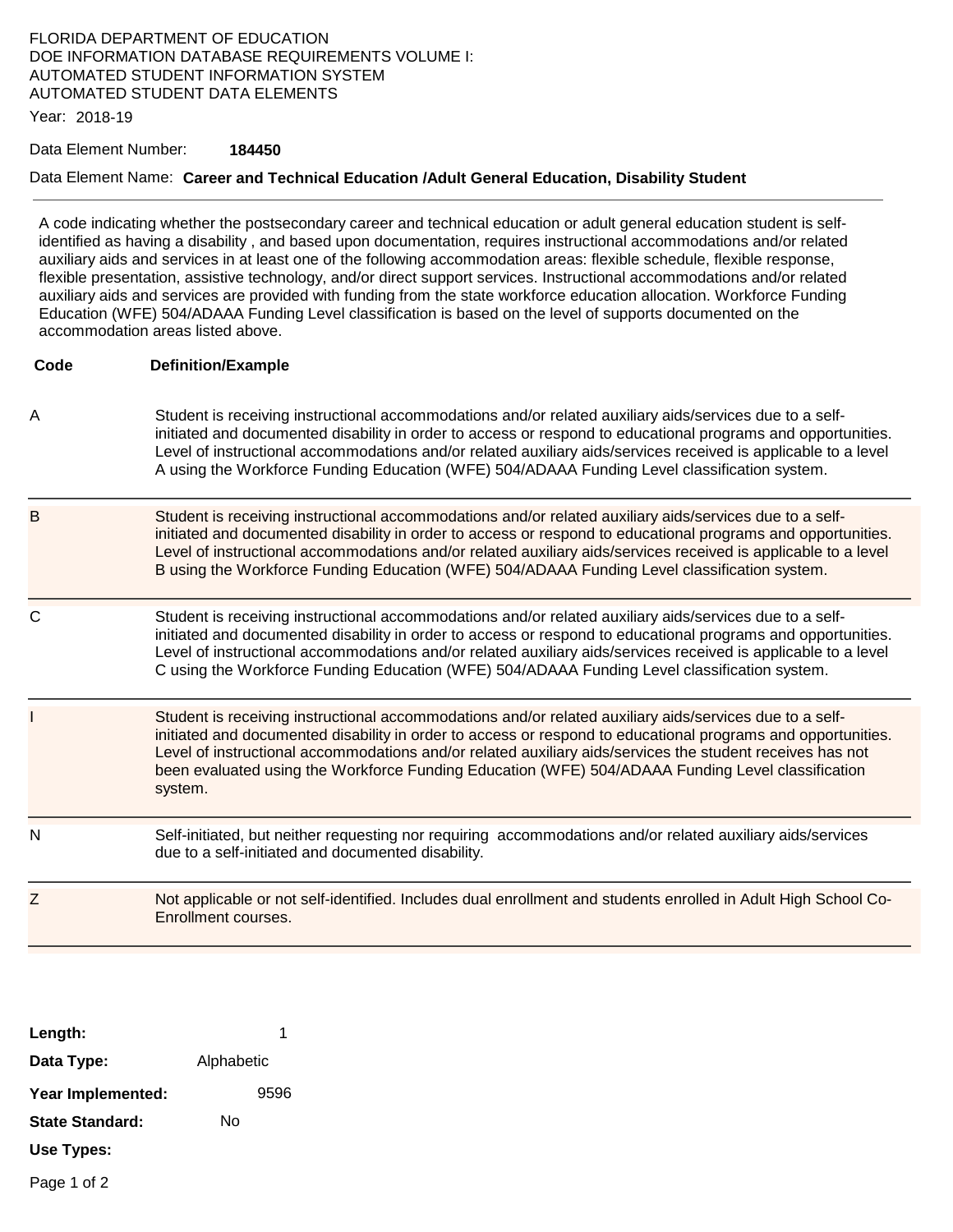FLORIDA DEPARTMENT OF EDUCATION
DOE INFORMATION DATABASE REQUIREMENTS VOLUME I:
AUTOMATED STUDENT INFORMATION SYSTEM
AUTOMATED STUDENT DATA ELEMENTS

Year: 2018-19

Data Element Number: **184450**

Data Element Name: **Career and Technical Education /Adult General Education, Disability Student**

---

A code indicating whether the postsecondary career and technical education or adult general education student is self-identified as having a disability , and based upon documentation, requires instructional accommodations and/or related auxiliary aids and services in at least one of the following accommodation areas: flexible schedule, flexible response, flexible presentation, assistive technology, and/or direct support services. Instructional accommodations and/or related auxiliary aids and services are provided with funding from the state workforce education allocation. Workforce Funding Education (WFE) 504/ADAAA Funding Level classification is based on the level of supports documented on the accommodation areas listed above.

| Code | Definition/Example |
|---|---|
| A | Student is receiving instructional accommodations and/or related auxiliary aids/services due to a self-initiated and documented disability in order to access or respond to educational programs and opportunities. Level of instructional accommodations and/or related auxiliary aids/services received is applicable to a level A using the Workforce Funding Education (WFE) 504/ADAAA Funding Level classification system. |
| B | Student is receiving instructional accommodations and/or related auxiliary aids/services due to a self-initiated and documented disability in order to access or respond to educational programs and opportunities. Level of instructional accommodations and/or related auxiliary aids/services received is applicable to a level B using the Workforce Funding Education (WFE) 504/ADAAA Funding Level classification system. |
| C | Student is receiving instructional accommodations and/or related auxiliary aids/services due to a self-initiated and documented disability in order to access or respond to educational programs and opportunities. Level of instructional accommodations and/or related auxiliary aids/services received is applicable to a level C using the Workforce Funding Education (WFE) 504/ADAAA Funding Level classification system. |
| I | Student is receiving instructional accommodations and/or related auxiliary aids/services due to a self-initiated and documented disability in order to access or respond to educational programs and opportunities. Level of instructional accommodations and/or related auxiliary aids/services the student receives has not been evaluated using the Workforce Funding Education (WFE) 504/ADAAA Funding Level classification system. |
| N | Self-initiated, but neither requesting nor requiring accommodations and/or related auxiliary aids/services due to a self-initiated and documented disability. |
| Z | Not applicable or not self-identified. Includes dual enrollment and students enrolled in Adult High School Co-Enrollment courses. |

**Length:** 1

**Data Type:** Alphabetic

**Year Implemented:** 9596

**State Standard:** No

**Use Types:**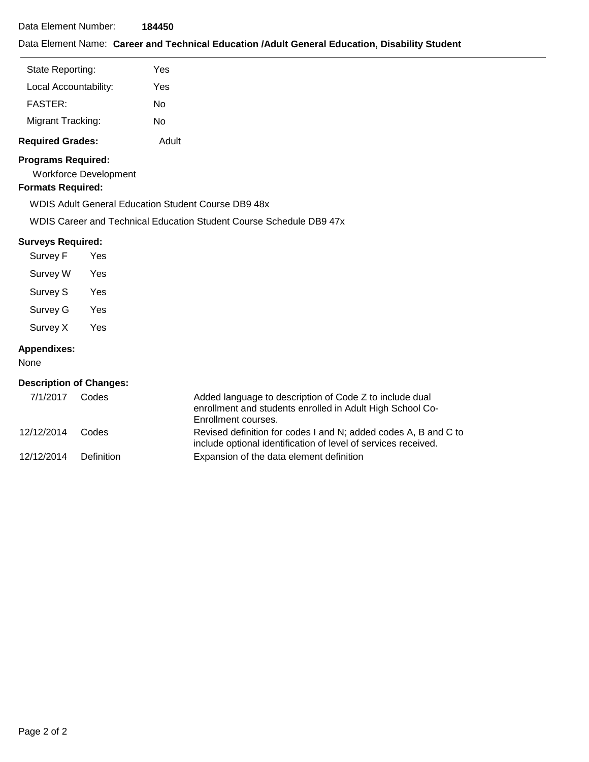Data Element Number: **184450**

Data Element Name: **Career and Technical Education /Adult General Education, Disability Student**

---

| | |
|---|---|
| State Reporting: | Yes |
| Local Accountability: | Yes |
| FASTER: | No |
| Migrant Tracking: | No |

**Required Grades:** Adult

**Programs Required:**

Workforce Development

**Formats Required:**

WDIS Adult General Education Student Course DB9 48x

WDIS Career and Technical Education Student Course Schedule DB9 47x

**Surveys Required:**

| | |
|---|---|
| Survey F | Yes |
| Survey W | Yes |
| Survey S | Yes |
| Survey G | Yes |
| Survey X | Yes |

**Appendixes:**

None

**Description of Changes:**

| | | |
|---|---|---|
| 7/1/2017 | Codes | Added language to description of Code Z to include dual enrollment and students enrolled in Adult High School Co-Enrollment courses. |
| 12/12/2014 | Codes | Revised definition for codes I and N; added codes A, B and C to include optional identification of level of services received. |
| 12/12/2014 | Definition | Expansion of the data element definition |